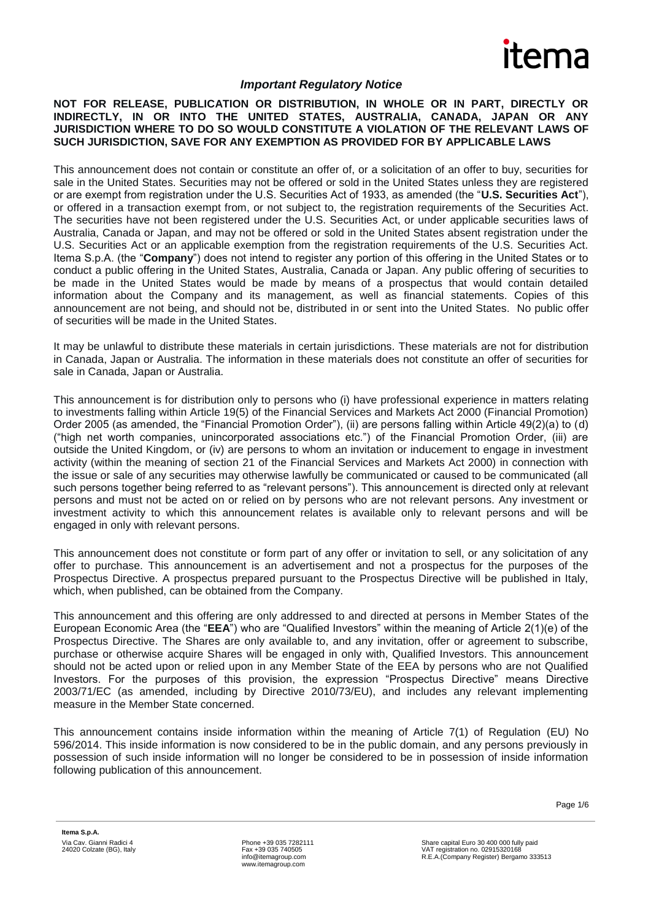## *Important Regulatory Notice*

**NOT FOR RELEASE, PUBLICATION OR DISTRIBUTION, IN WHOLE OR IN PART, DIRECTLY OR INDIRECTLY, IN OR INTO THE UNITED STATES, AUSTRALIA, CANADA, JAPAN OR ANY JURISDICTION WHERE TO DO SO WOULD CONSTITUTE A VIOLATION OF THE RELEVANT LAWS OF SUCH JURISDICTION, SAVE FOR ANY EXEMPTION AS PROVIDED FOR BY APPLICABLE LAWS**

This announcement does not contain or constitute an offer of, or a solicitation of an offer to buy, securities for sale in the United States. Securities may not be offered or sold in the United States unless they are registered or are exempt from registration under the U.S. Securities Act of 1933, as amended (the "**U.S. Securities Act**"), or offered in a transaction exempt from, or not subject to, the registration requirements of the Securities Act. The securities have not been registered under the U.S. Securities Act, or under applicable securities laws of Australia, Canada or Japan, and may not be offered or sold in the United States absent registration under the U.S. Securities Act or an applicable exemption from the registration requirements of the U.S. Securities Act. Itema S.p.A. (the "**Company**") does not intend to register any portion of this offering in the United States or to conduct a public offering in the United States, Australia, Canada or Japan. Any public offering of securities to be made in the United States would be made by means of a prospectus that would contain detailed information about the Company and its management, as well as financial statements. Copies of this announcement are not being, and should not be, distributed in or sent into the United States. No public offer of securities will be made in the United States.

It may be unlawful to distribute these materials in certain jurisdictions. These materials are not for distribution in Canada, Japan or Australia. The information in these materials does not constitute an offer of securities for sale in Canada, Japan or Australia.

This announcement is for distribution only to persons who (i) have professional experience in matters relating to investments falling within Article 19(5) of the Financial Services and Markets Act 2000 (Financial Promotion) Order 2005 (as amended, the "Financial Promotion Order"), (ii) are persons falling within Article 49(2)(a) to (d) ("high net worth companies, unincorporated associations etc.") of the Financial Promotion Order, (iii) are outside the United Kingdom, or (iv) are persons to whom an invitation or inducement to engage in investment activity (within the meaning of section 21 of the Financial Services and Markets Act 2000) in connection with the issue or sale of any securities may otherwise lawfully be communicated or caused to be communicated (all such persons together being referred to as "relevant persons"). This announcement is directed only at relevant persons and must not be acted on or relied on by persons who are not relevant persons. Any investment or investment activity to which this announcement relates is available only to relevant persons and will be engaged in only with relevant persons.

This announcement does not constitute or form part of any offer or invitation to sell, or any solicitation of any offer to purchase. This announcement is an advertisement and not a prospectus for the purposes of the Prospectus Directive. A prospectus prepared pursuant to the Prospectus Directive will be published in Italy, which, when published, can be obtained from the Company.

This announcement and this offering are only addressed to and directed at persons in Member States of the European Economic Area (the "**EEA**") who are "Qualified Investors" within the meaning of Article 2(1)(e) of the Prospectus Directive. The Shares are only available to, and any invitation, offer or agreement to subscribe, purchase or otherwise acquire Shares will be engaged in only with, Qualified Investors. This announcement should not be acted upon or relied upon in any Member State of the EEA by persons who are not Qualified Investors. For the purposes of this provision, the expression "Prospectus Directive" means Directive 2003/71/EC (as amended, including by Directive 2010/73/EU), and includes any relevant implementing measure in the Member State concerned.

This announcement contains inside information within the meaning of Article 7(1) of Regulation (EU) No 596/2014. This inside information is now considered to be in the public domain, and any persons previously in possession of such inside information will no longer be considered to be in possession of inside information following publication of this announcement.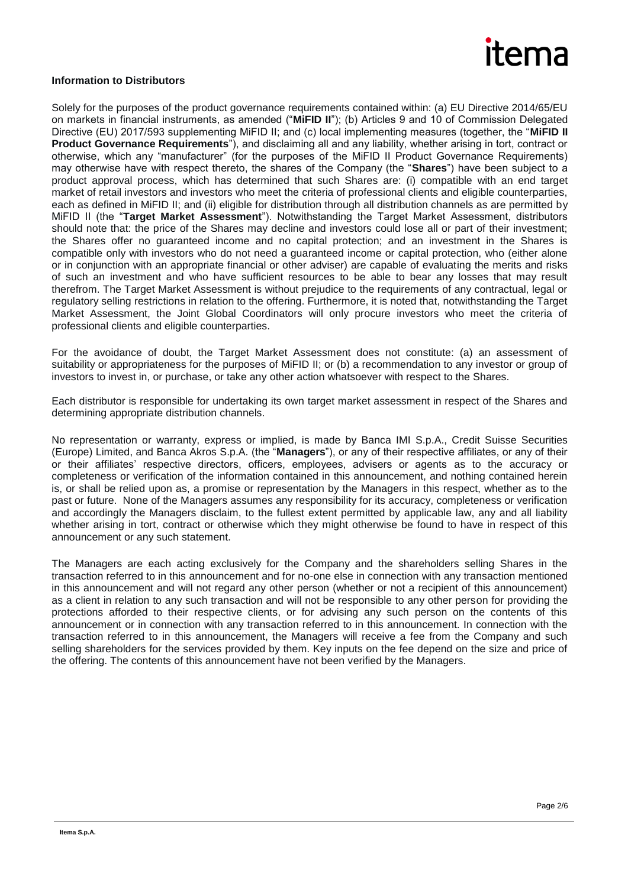**Information to Distributors**

Solely for the purposes of the product governance requirements contained within: (a) EU Directive 2014/65/EU on markets in financial instruments, as amended ("**MiFID II**"); (b) Articles 9 and 10 of Commission Delegated Directive (EU) 2017/593 supplementing MiFID II; and (c) local implementing measures (together, the "**MiFID II Product Governance Requirements**"), and disclaiming all and any liability, whether arising in tort, contract or otherwise, which any "manufacturer" (for the purposes of the MiFID II Product Governance Requirements) may otherwise have with respect thereto, the shares of the Company (the "**Shares**") have been subject to a product approval process, which has determined that such Shares are: (i) compatible with an end target market of retail investors and investors who meet the criteria of professional clients and eligible counterparties, each as defined in MiFID II; and (ii) eligible for distribution through all distribution channels as are permitted by MiFID II (the "**Target Market Assessment**"). Notwithstanding the Target Market Assessment, distributors should note that: the price of the Shares may decline and investors could lose all or part of their investment; the Shares offer no guaranteed income and no capital protection; and an investment in the Shares is compatible only with investors who do not need a guaranteed income or capital protection, who (either alone or in conjunction with an appropriate financial or other adviser) are capable of evaluating the merits and risks of such an investment and who have sufficient resources to be able to bear any losses that may result therefrom. The Target Market Assessment is without prejudice to the requirements of any contractual, legal or regulatory selling restrictions in relation to the offering. Furthermore, it is noted that, notwithstanding the Target Market Assessment, the Joint Global Coordinators will only procure investors who meet the criteria of professional clients and eligible counterparties.

For the avoidance of doubt, the Target Market Assessment does not constitute: (a) an assessment of suitability or appropriateness for the purposes of MiFID II; or (b) a recommendation to any investor or group of investors to invest in, or purchase, or take any other action whatsoever with respect to the Shares.

Each distributor is responsible for undertaking its own target market assessment in respect of the Shares and determining appropriate distribution channels.

No representation or warranty, express or implied, is made by Banca IMI S.p.A., Credit Suisse Securities (Europe) Limited, and Banca Akros S.p.A. (the "**Managers**"), or any of their respective affiliates, or any of their or their affiliates' respective directors, officers, employees, advisers or agents as to the accuracy or completeness or verification of the information contained in this announcement, and nothing contained herein is, or shall be relied upon as, a promise or representation by the Managers in this respect, whether as to the past or future. None of the Managers assumes any responsibility for its accuracy, completeness or verification and accordingly the Managers disclaim, to the fullest extent permitted by applicable law, any and all liability whether arising in tort, contract or otherwise which they might otherwise be found to have in respect of this announcement or any such statement.

The Managers are each acting exclusively for the Company and the shareholders selling Shares in the transaction referred to in this announcement and for no-one else in connection with any transaction mentioned in this announcement and will not regard any other person (whether or not a recipient of this announcement) as a client in relation to any such transaction and will not be responsible to any other person for providing the protections afforded to their respective clients, or for advising any such person on the contents of this announcement or in connection with any transaction referred to in this announcement. In connection with the transaction referred to in this announcement, the Managers will receive a fee from the Company and such selling shareholders for the services provided by them. Key inputs on the fee depend on the size and price of the offering. The contents of this announcement have not been verified by the Managers.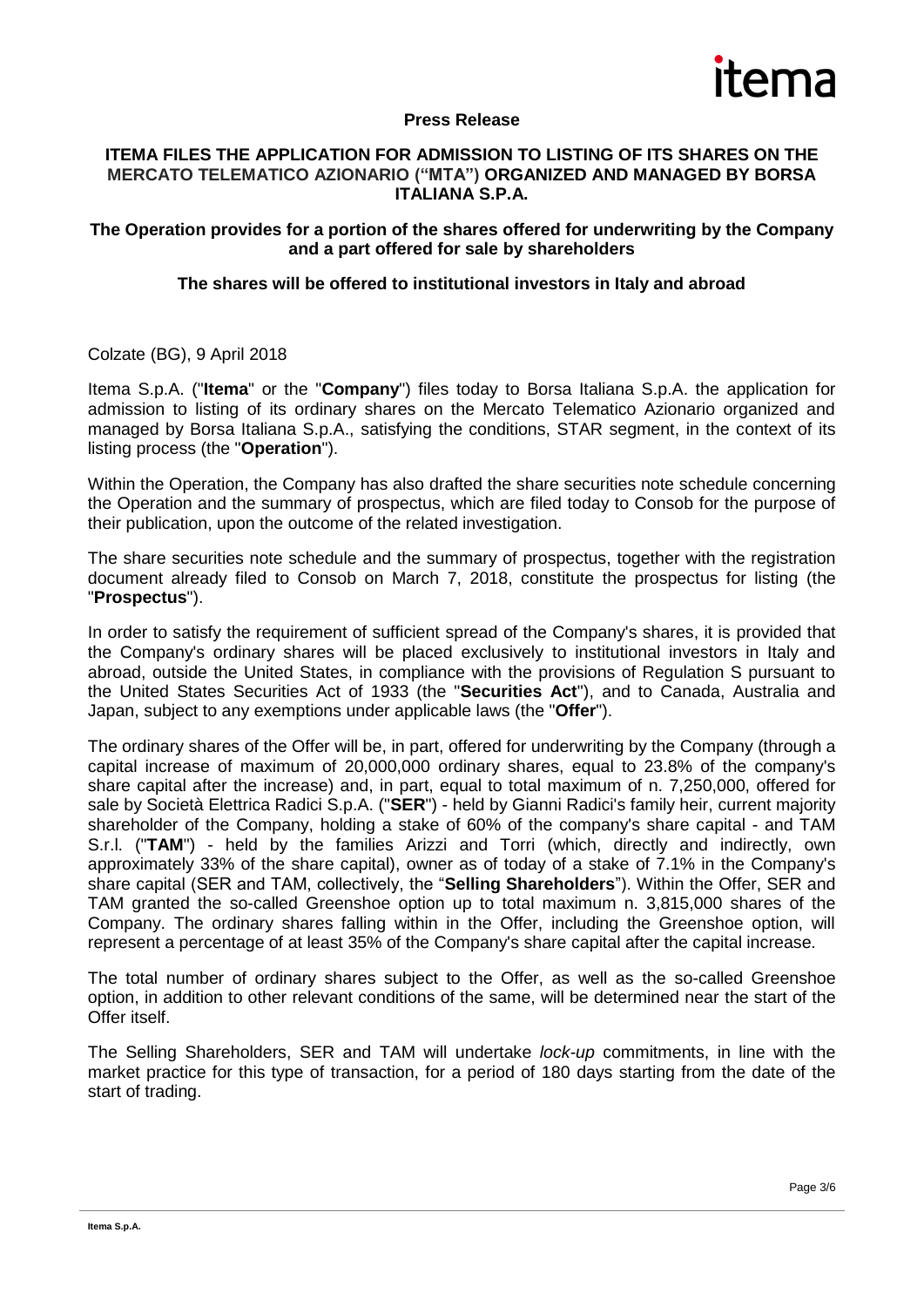**Press Release**

## ITEMA FILES THE APPLICATION FOR ADMISSION TO LISTING OF ITS SHARES ON THE MERCATO TELEMATICO AZIONARIO ("MTA") ORGANIZED AND MANAGED BY BORSA ITALIANA S.P.A.

**The Operation provides for a portion of the shares offered for underwriting by the Company and a part offered for sale by shareholders**

**The shares will be offered to institutional investors in Italy and abroad**

Colzate (BG), 9 April 2018

Itema S.p.A. ("**Itema**" or the "**Company**") files today to Borsa Italiana S.p.A. the application for admission to listing of its ordinary shares on the Mercato Telematico Azionario organized and managed by Borsa Italiana S.p.A., satisfying the conditions, STAR segment, in the context of its listing process (the "**Operation**").

Within the Operation, the Company has also drafted the share securities note schedule concerning the Operation and the summary of prospectus, which are filed today to Consob for the purpose of their publication, upon the outcome of the related investigation.

The share securities note schedule and the summary of prospectus, together with the registration document already filed to Consob on March 7, 2018, constitute the prospectus for listing (the "**Prospectus**").

In order to satisfy the requirement of sufficient spread of the Company's shares, it is provided that the Company's ordinary shares will be placed exclusively to institutional investors in Italy and abroad, outside the United States, in compliance with the provisions of Regulation S pursuant to the United States Securities Act of 1933 (the "**Securities Act**"), and to Canada, Australia and Japan, subject to any exemptions under applicable laws (the "**Offer**").

The ordinary shares of the Offer will be, in part, offered for underwriting by the Company (through a capital increase of maximum of 20,000,000 ordinary shares, equal to 23.8% of the company's share capital after the increase) and, in part, equal to total maximum of n. 7,250,000, offered for sale by Società Elettrica Radici S.p.A. ("**SER**") - held by Gianni Radici's family heir, current majority shareholder of the Company, holding a stake of 60% of the company's share capital - and TAM S.r.l. ("**TAM**") - held by the families Arizzi and Torri (which, directly and indirectly, own approximately 33% of the share capital), owner as of today of a stake of 7.1% in the Company's share capital (SER and TAM, collectively, the "**Selling Shareholders**"). Within the Offer, SER and TAM granted the so-called Greenshoe option up to total maximum n. 3,815,000 shares of the Company. The ordinary shares falling within in the Offer, including the Greenshoe option, will represent a percentage of at least 35% of the Company's share capital after the capital increase.

The total number of ordinary shares subject to the Offer, as well as the so-called Greenshoe option, in addition to other relevant conditions of the same, will be determined near the start of the Offer itself.

The Selling Shareholders, SER and TAM will undertake *lock-up* commitments, in line with the market practice for this type of transaction, for a period of 180 days starting from the date of the start of trading.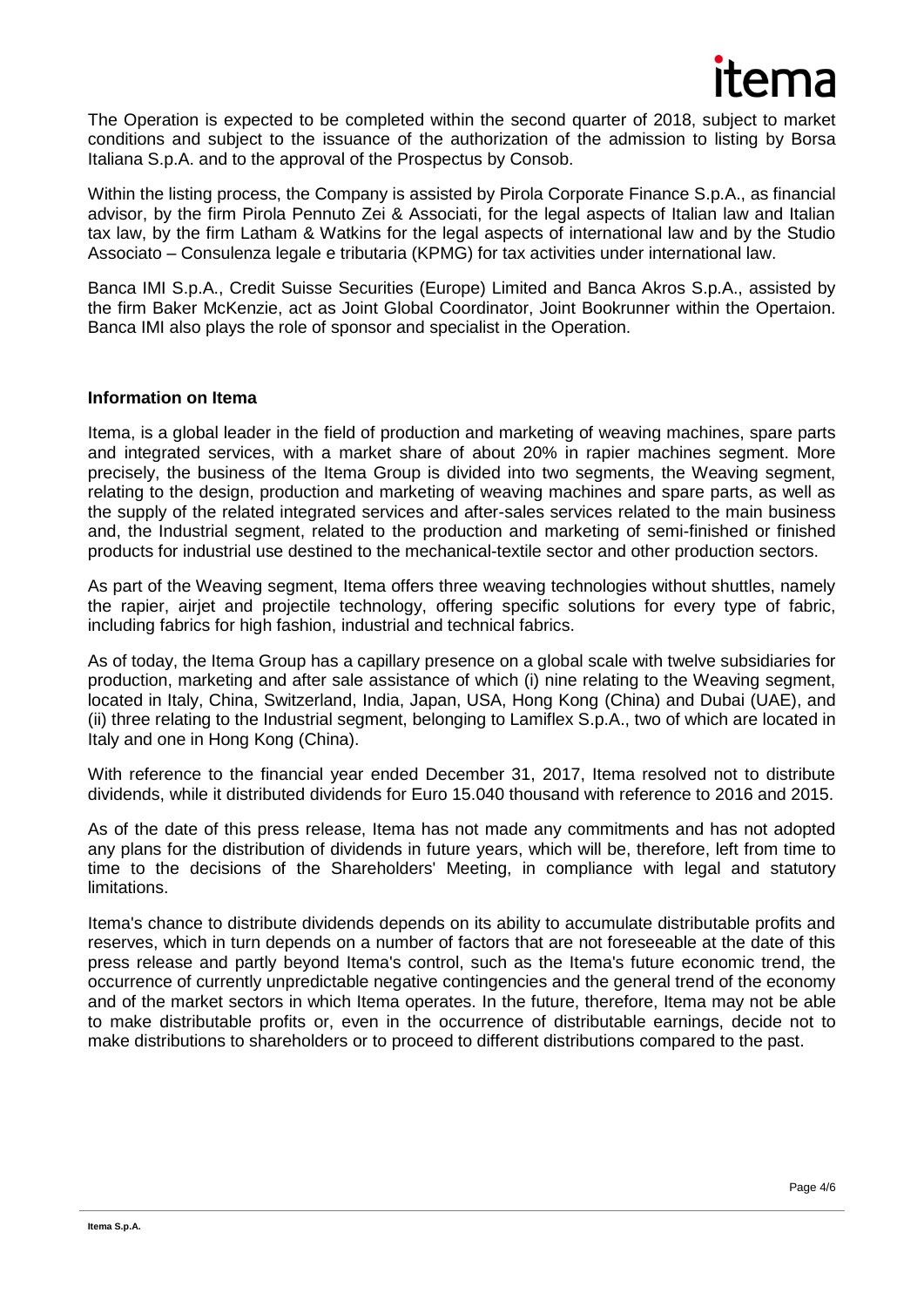The Operation is expected to be completed within the second quarter of 2018, subject to market conditions and subject to the issuance of the authorization of the admission to listing by Borsa Italiana S.p.A. and to the approval of the Prospectus by Consob.

Within the listing process, the Company is assisted by Pirola Corporate Finance S.p.A., as financial advisor, by the firm Pirola Pennuto Zei & Associati, for the legal aspects of Italian law and Italian tax law, by the firm Latham & Watkins for the legal aspects of international law and by the Studio Associato – Consulenza legale e tributaria (KPMG) for tax activities under international law.

Banca IMI S.p.A., Credit Suisse Securities (Europe) Limited and Banca Akros S.p.A., assisted by the firm Baker McKenzie, act as Joint Global Coordinator, Joint Bookrunner within the Opertaion. Banca IMI also plays the role of sponsor and specialist in the Operation.

**Information on Itema**

Itema, is a global leader in the field of production and marketing of weaving machines, spare parts and integrated services, with a market share of about 20% in rapier machines segment. More precisely, the business of the Itema Group is divided into two segments, the Weaving segment, relating to the design, production and marketing of weaving machines and spare parts, as well as the supply of the related integrated services and after-sales services related to the main business and, the Industrial segment, related to the production and marketing of semi-finished or finished products for industrial use destined to the mechanical-textile sector and other production sectors.

As part of the Weaving segment, Itema offers three weaving technologies without shuttles, namely the rapier, airjet and projectile technology, offering specific solutions for every type of fabric, including fabrics for high fashion, industrial and technical fabrics.

As of today, the Itema Group has a capillary presence on a global scale with twelve subsidiaries for production, marketing and after sale assistance of which (i) nine relating to the Weaving segment, located in Italy, China, Switzerland, India, Japan, USA, Hong Kong (China) and Dubai (UAE), and (ii) three relating to the Industrial segment, belonging to Lamiflex S.p.A., two of which are located in Italy and one in Hong Kong (China).

With reference to the financial year ended December 31, 2017, Itema resolved not to distribute dividends, while it distributed dividends for Euro 15.040 thousand with reference to 2016 and 2015.

As of the date of this press release, Itema has not made any commitments and has not adopted any plans for the distribution of dividends in future years, which will be, therefore, left from time to time to the decisions of the Shareholders' Meeting, in compliance with legal and statutory limitations.

Itema's chance to distribute dividends depends on its ability to accumulate distributable profits and reserves, which in turn depends on a number of factors that are not foreseeable at the date of this press release and partly beyond Itema's control, such as the Itema's future economic trend, the occurrence of currently unpredictable negative contingencies and the general trend of the economy and of the market sectors in which Itema operates. In the future, therefore, Itema may not be able to make distributable profits or, even in the occurrence of distributable earnings, decide not to make distributions to shareholders or to proceed to different distributions compared to the past.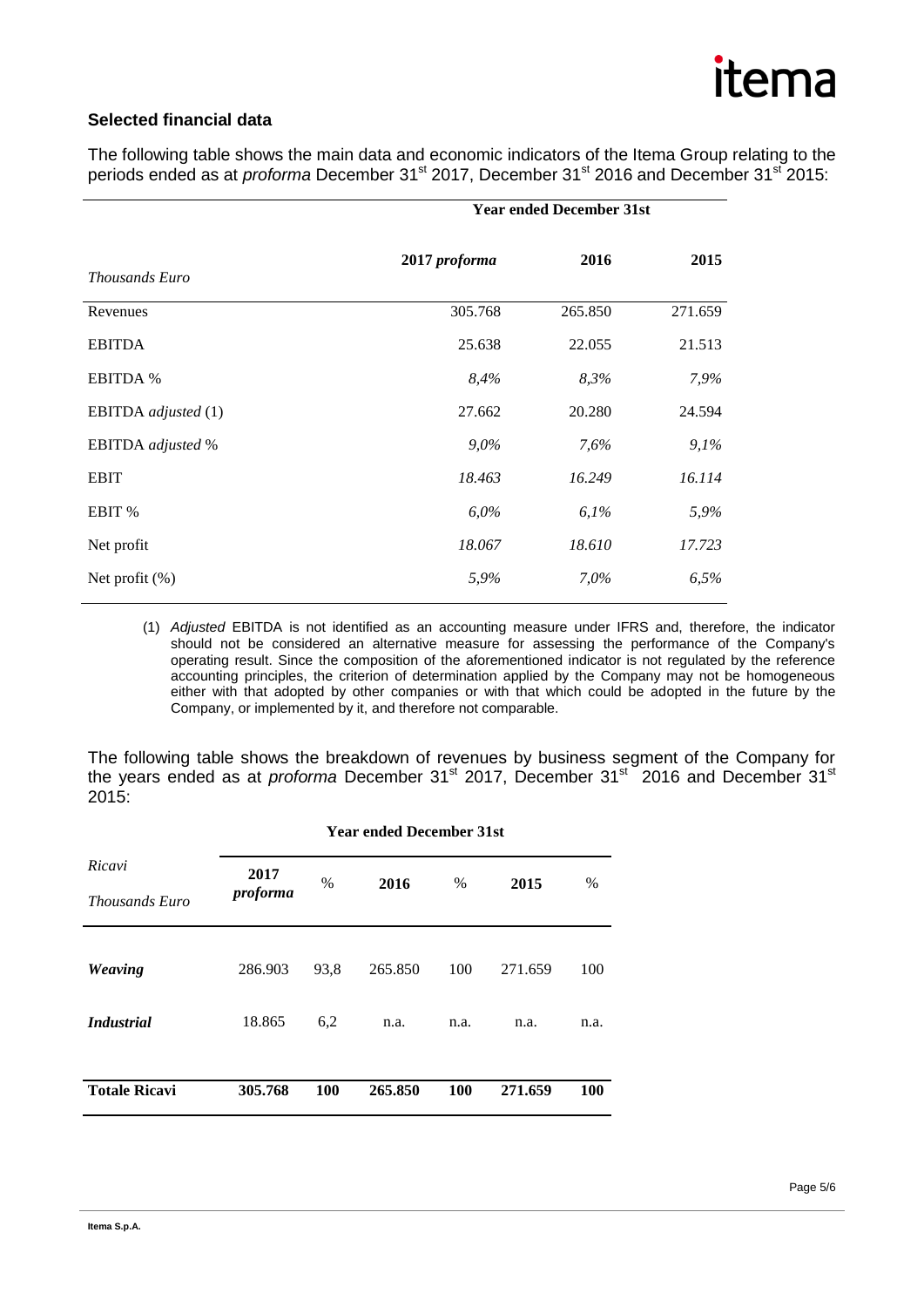## Selected financial data

The following table shows the main data and economic indicators of the Itema Group relating to the periods ended as at *proforma* December 31st 2017, December 31st 2016 and December 31st 2015:

| *Thousands Euro* | Year ended December 31st | | |
|---|---|---|---|
| | **2017 *proforma*** | **2016** | **2015** |
| Revenues | 305.768 | 265.850 | 271.659 |
| EBITDA | 25.638 | 22.055 | 21.513 |
| EBITDA % | *8,4%* | *8,3%* | *7,9%* |
| EBITDA *adjusted* (1) | 27.662 | 20.280 | 24.594 |
| EBITDA *adjusted* % | *9,0%* | *7,6%* | *9,1%* |
| EBIT | *18.463* | *16.249* | *16.114* |
| EBIT % | *6,0%* | *6,1%* | *5,9%* |
| Net profit | *18.067* | *18.610* | *17.723* |
| Net profit (%) | *5,9%* | *7,0%* | *6,5%* |

(1) *Adjusted* EBITDA is not identified as an accounting measure under IFRS and, therefore, the indicator should not be considered an alternative measure for assessing the performance of the Company's operating result. Since the composition of the aforementioned indicator is not regulated by the reference accounting principles, the criterion of determination applied by the Company may not be homogeneous either with that adopted by other companies or with that which could be adopted in the future by the Company, or implemented by it, and therefore not comparable.

The following table shows the breakdown of revenues by business segment of the Company for the years ended as at *proforma* December 31st 2017, December 31st 2016 and December 31st 2015:

| *Ricavi* *Thousands Euro* | Year ended December 31st | | | | | |
|---|---|---|---|---|---|---|
| | **2017 *proforma*** | % | **2016** | % | **2015** | % |
| ***Weaving*** | 286.903 | 93,8 | 265.850 | 100 | 271.659 | 100 |
| ***Industrial*** | 18.865 | 6,2 | n.a. | n.a. | n.a. | n.a. |
| **Totale Ricavi** | **305.768** | **100** | **265.850** | **100** | **271.659** | **100** |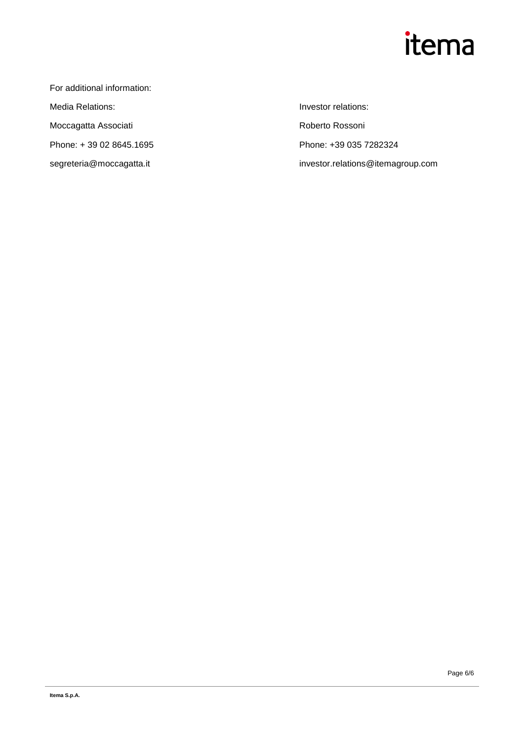For additional information:

Media Relations:

Moccagatta Associati

Phone: + 39 02 8645.1695

segreteria@moccagatta.it

Investor relations:

Roberto Rossoni

Phone: +39 035 7282324

investor.relations@itemagroup.com